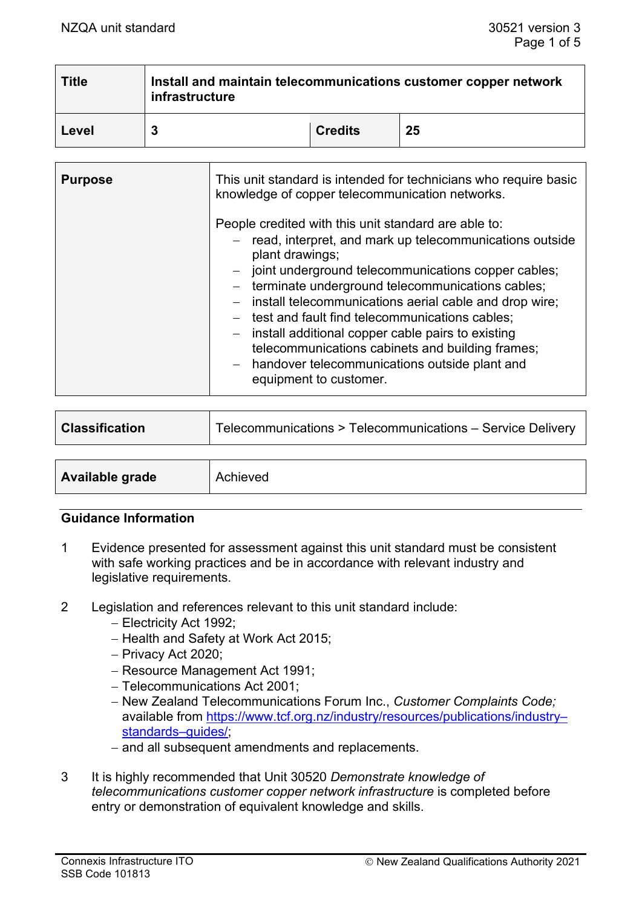| Title | Install and maintain telecommunications customer copper network infrastructure | | |
|---|---|---|---|
| Level | 3 | Credits | 25 |

| Purpose | This unit standard is intended for technicians who require basic knowledge of copper telecommunication networks.<br><br>People credited with this unit standard are able to:<br>– read, interpret, and mark up telecommunications outside plant drawings;<br>– joint underground telecommunications copper cables;<br>– terminate underground telecommunications cables;<br>– install telecommunications aerial cable and drop wire;<br>– test and fault find telecommunications cables;<br>– install additional copper cable pairs to existing telecommunications cabinets and building frames;<br>– handover telecommunications outside plant and equipment to customer. |
|---|---|

| Classification | Telecommunications > Telecommunications – Service Delivery |
|---|---|

| Available grade | Achieved |
|---|---|

## Guidance Information

1. Evidence presented for assessment against this unit standard must be consistent with safe working practices and be in accordance with relevant industry and legislative requirements.

2. Legislation and references relevant to this unit standard include:
   - Electricity Act 1992;
   - Health and Safety at Work Act 2015;
   - Privacy Act 2020;
   - Resource Management Act 1991;
   - Telecommunications Act 2001;
   - New Zealand Telecommunications Forum Inc., *Customer Complaints Code;* available from https://www.tcf.org.nz/industry/resources/publications/industry–standards–guides/;
   - and all subsequent amendments and replacements.

3. It is highly recommended that Unit 30520 *Demonstrate knowledge of telecommunications customer copper network infrastructure* is completed before entry or demonstration of equivalent knowledge and skills.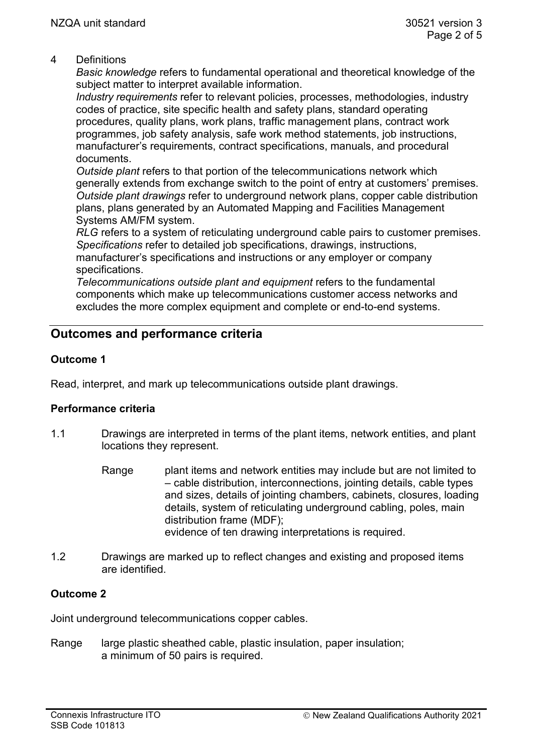4 Definitions

*Basic knowledge* refers to fundamental operational and theoretical knowledge of the subject matter to interpret available information.

*Industry requirements* refer to relevant policies, processes, methodologies, industry codes of practice, site specific health and safety plans, standard operating procedures, quality plans, work plans, traffic management plans, contract work programmes, job safety analysis, safe work method statements, job instructions, manufacturer's requirements, contract specifications, manuals, and procedural documents.

*Outside plant* refers to that portion of the telecommunications network which generally extends from exchange switch to the point of entry at customers' premises.

*Outside plant drawings* refer to underground network plans, copper cable distribution plans, plans generated by an Automated Mapping and Facilities Management Systems AM/FM system.

*RLG* refers to a system of reticulating underground cable pairs to customer premises.

*Specifications* refer to detailed job specifications, drawings, instructions, manufacturer's specifications and instructions or any employer or company specifications.

*Telecommunications outside plant and equipment* refers to the fundamental components which make up telecommunications customer access networks and excludes the more complex equipment and complete or end-to-end systems.

## Outcomes and performance criteria

### Outcome 1

Read, interpret, and mark up telecommunications outside plant drawings.

#### Performance criteria

1.1 Drawings are interpreted in terms of the plant items, network entities, and plant locations they represent.

Range plant items and network entities may include but are not limited to – cable distribution, interconnections, jointing details, cable types and sizes, details of jointing chambers, cabinets, closures, loading details, system of reticulating underground cabling, poles, main distribution frame (MDF);
evidence of ten drawing interpretations is required.

1.2 Drawings are marked up to reflect changes and existing and proposed items are identified.

### Outcome 2

Joint underground telecommunications copper cables.

Range large plastic sheathed cable, plastic insulation, paper insulation;
a minimum of 50 pairs is required.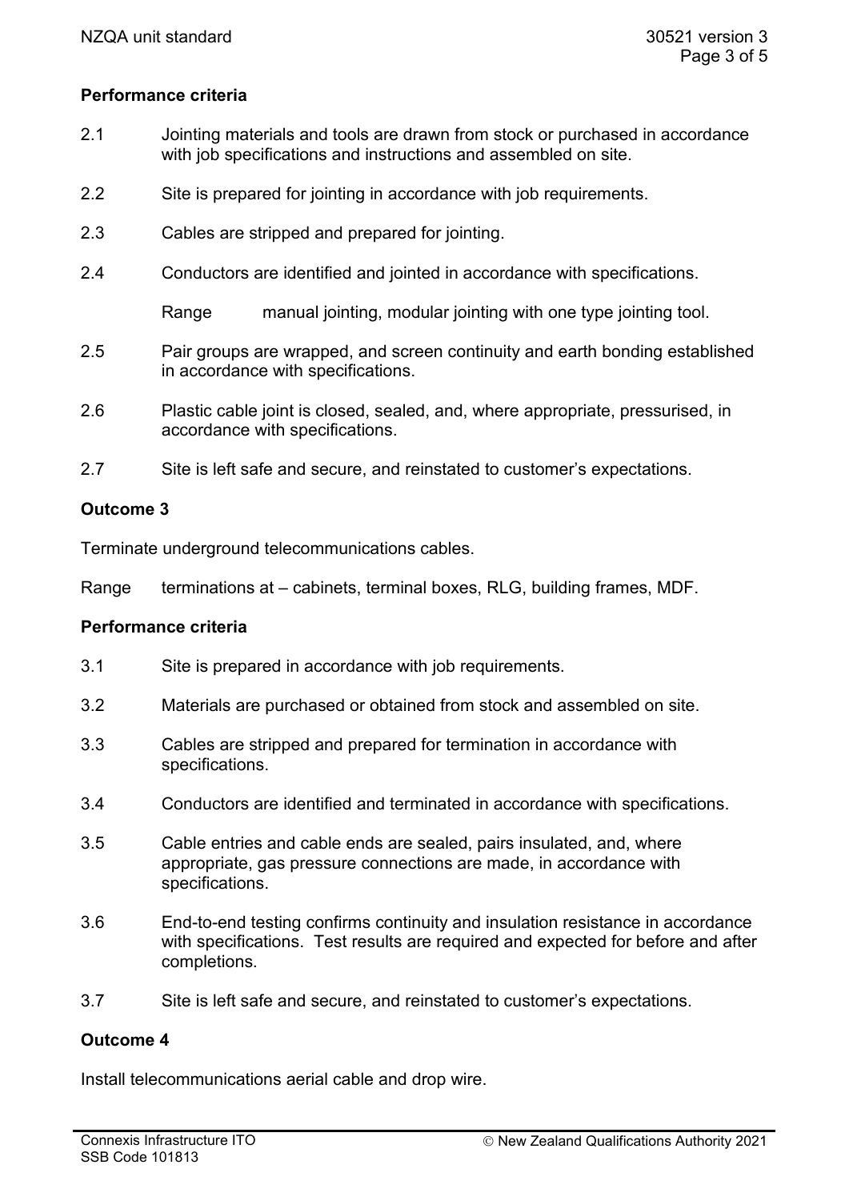**Performance criteria**

2.1 Jointing materials and tools are drawn from stock or purchased in accordance with job specifications and instructions and assembled on site.

2.2 Site is prepared for jointing in accordance with job requirements.

2.3 Cables are stripped and prepared for jointing.

2.4 Conductors are identified and jointed in accordance with specifications.

Range manual jointing, modular jointing with one type jointing tool.

2.5 Pair groups are wrapped, and screen continuity and earth bonding established in accordance with specifications.

2.6 Plastic cable joint is closed, sealed, and, where appropriate, pressurised, in accordance with specifications.

2.7 Site is left safe and secure, and reinstated to customer's expectations.

**Outcome 3**

Terminate underground telecommunications cables.

Range terminations at – cabinets, terminal boxes, RLG, building frames, MDF.

**Performance criteria**

3.1 Site is prepared in accordance with job requirements.

3.2 Materials are purchased or obtained from stock and assembled on site.

3.3 Cables are stripped and prepared for termination in accordance with specifications.

3.4 Conductors are identified and terminated in accordance with specifications.

3.5 Cable entries and cable ends are sealed, pairs insulated, and, where appropriate, gas pressure connections are made, in accordance with specifications.

3.6 End-to-end testing confirms continuity and insulation resistance in accordance with specifications. Test results are required and expected for before and after completions.

3.7 Site is left safe and secure, and reinstated to customer's expectations.

**Outcome 4**

Install telecommunications aerial cable and drop wire.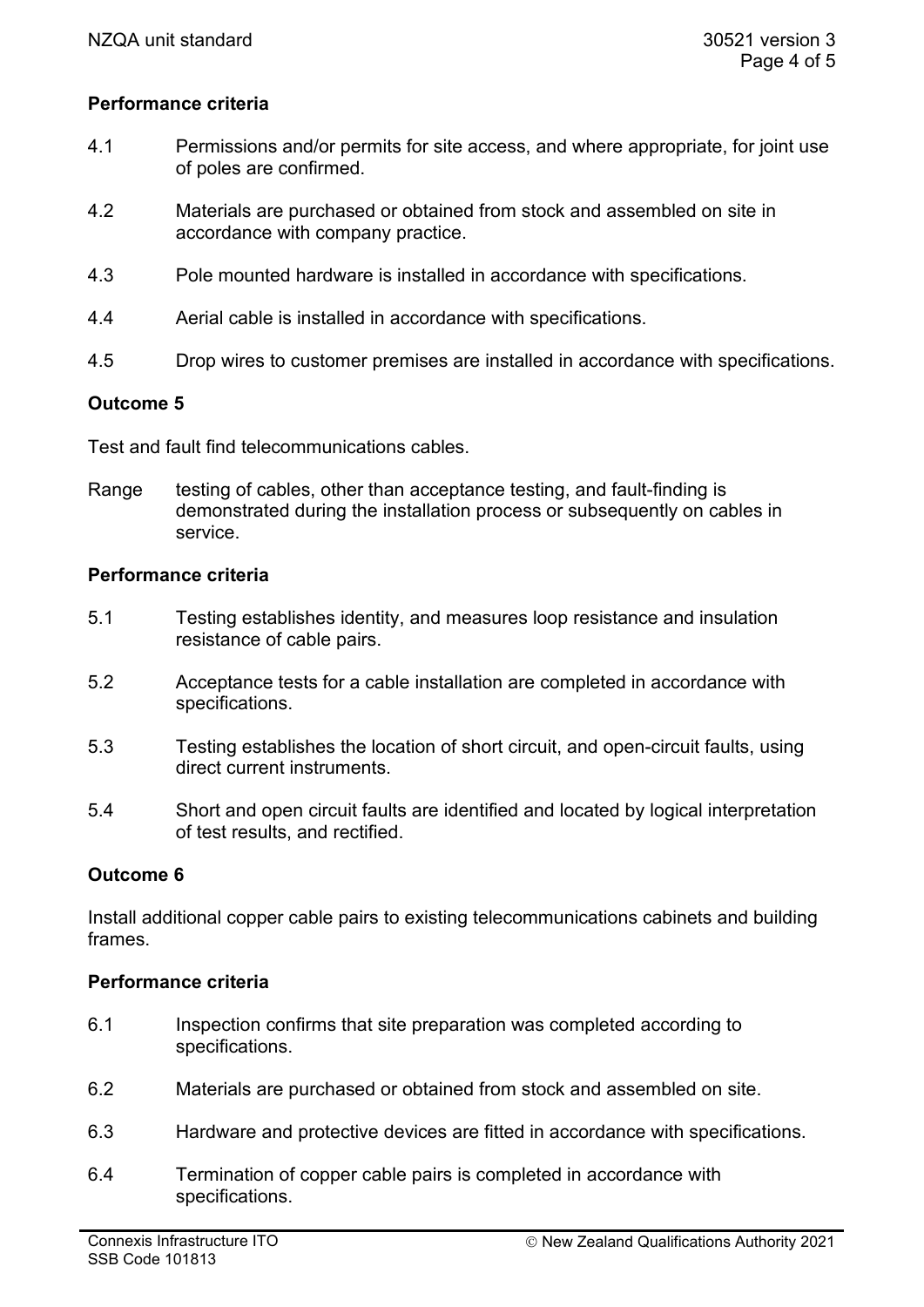**Performance criteria**

4.1 Permissions and/or permits for site access, and where appropriate, for joint use of poles are confirmed.

4.2 Materials are purchased or obtained from stock and assembled on site in accordance with company practice.

4.3 Pole mounted hardware is installed in accordance with specifications.

4.4 Aerial cable is installed in accordance with specifications.

4.5 Drop wires to customer premises are installed in accordance with specifications.

## Outcome 5

Test and fault find telecommunications cables.

Range testing of cables, other than acceptance testing, and fault-finding is demonstrated during the installation process or subsequently on cables in service.

**Performance criteria**

5.1 Testing establishes identity, and measures loop resistance and insulation resistance of cable pairs.

5.2 Acceptance tests for a cable installation are completed in accordance with specifications.

5.3 Testing establishes the location of short circuit, and open-circuit faults, using direct current instruments.

5.4 Short and open circuit faults are identified and located by logical interpretation of test results, and rectified.

## Outcome 6

Install additional copper cable pairs to existing telecommunications cabinets and building frames.

**Performance criteria**

6.1 Inspection confirms that site preparation was completed according to specifications.

6.2 Materials are purchased or obtained from stock and assembled on site.

6.3 Hardware and protective devices are fitted in accordance with specifications.

6.4 Termination of copper cable pairs is completed in accordance with specifications.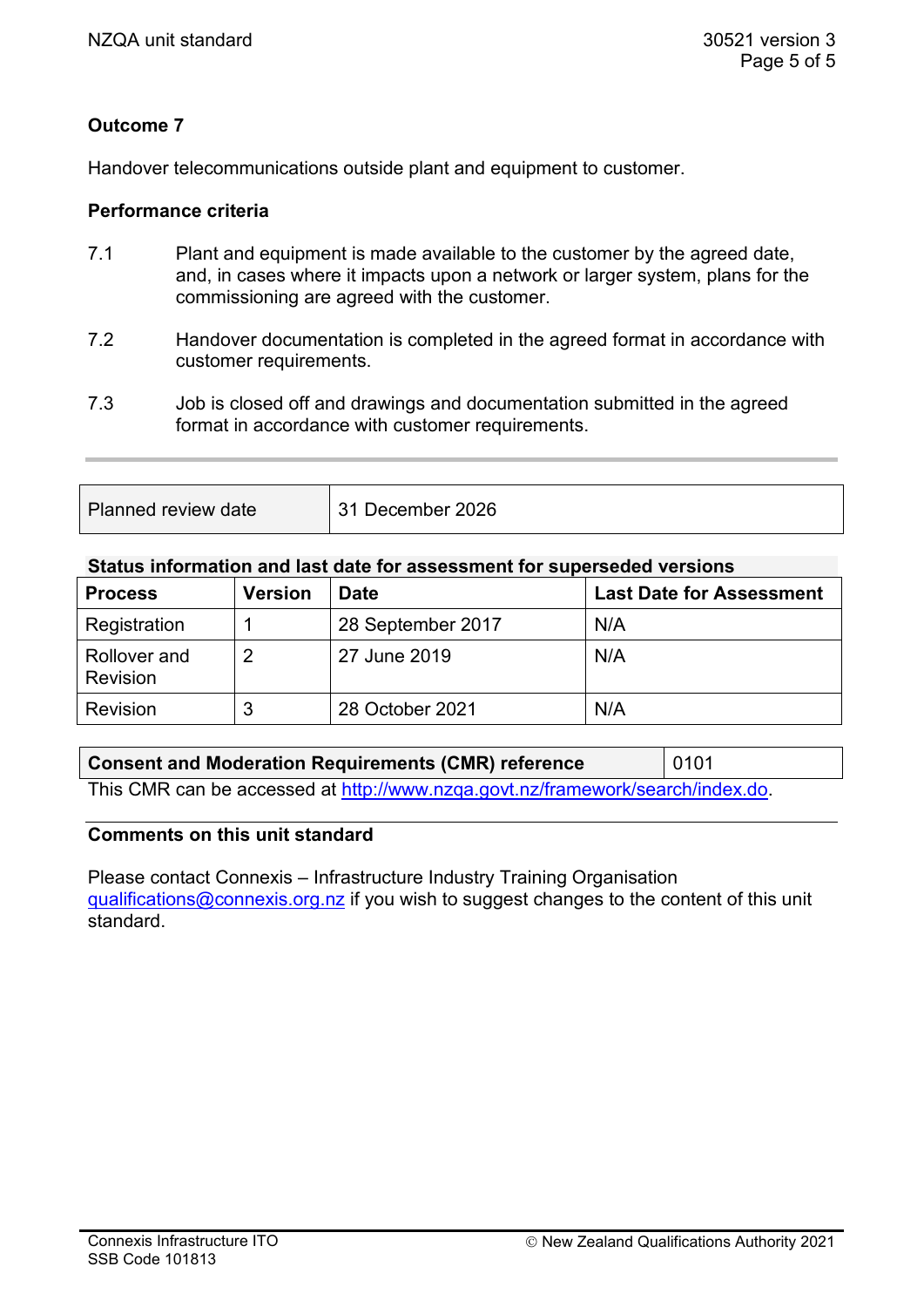**Outcome 7**

Handover telecommunications outside plant and equipment to customer.

**Performance criteria**

7.1 Plant and equipment is made available to the customer by the agreed date, and, in cases where it impacts upon a network or larger system, plans for the commissioning are agreed with the customer.

7.2 Handover documentation is completed in the agreed format in accordance with customer requirements.

7.3 Job is closed off and drawings and documentation submitted in the agreed format in accordance with customer requirements.

---

| Planned review date | 31 December 2026 |
|---|---|

**Status information and last date for assessment for superseded versions**

| Process | Version | Date | Last Date for Assessment |
|---|---|---|---|
| Registration | 1 | 28 September 2017 | N/A |
| Rollover and Revision | 2 | 27 June 2019 | N/A |
| Revision | 3 | 28 October 2021 | N/A |

| Consent and Moderation Requirements (CMR) reference | 0101 |
|---|---|

This CMR can be accessed at http://www.nzqa.govt.nz/framework/search/index.do.

---

**Comments on this unit standard**

Please contact Connexis – Infrastructure Industry Training Organisation qualifications@connexis.org.nz if you wish to suggest changes to the content of this unit standard.